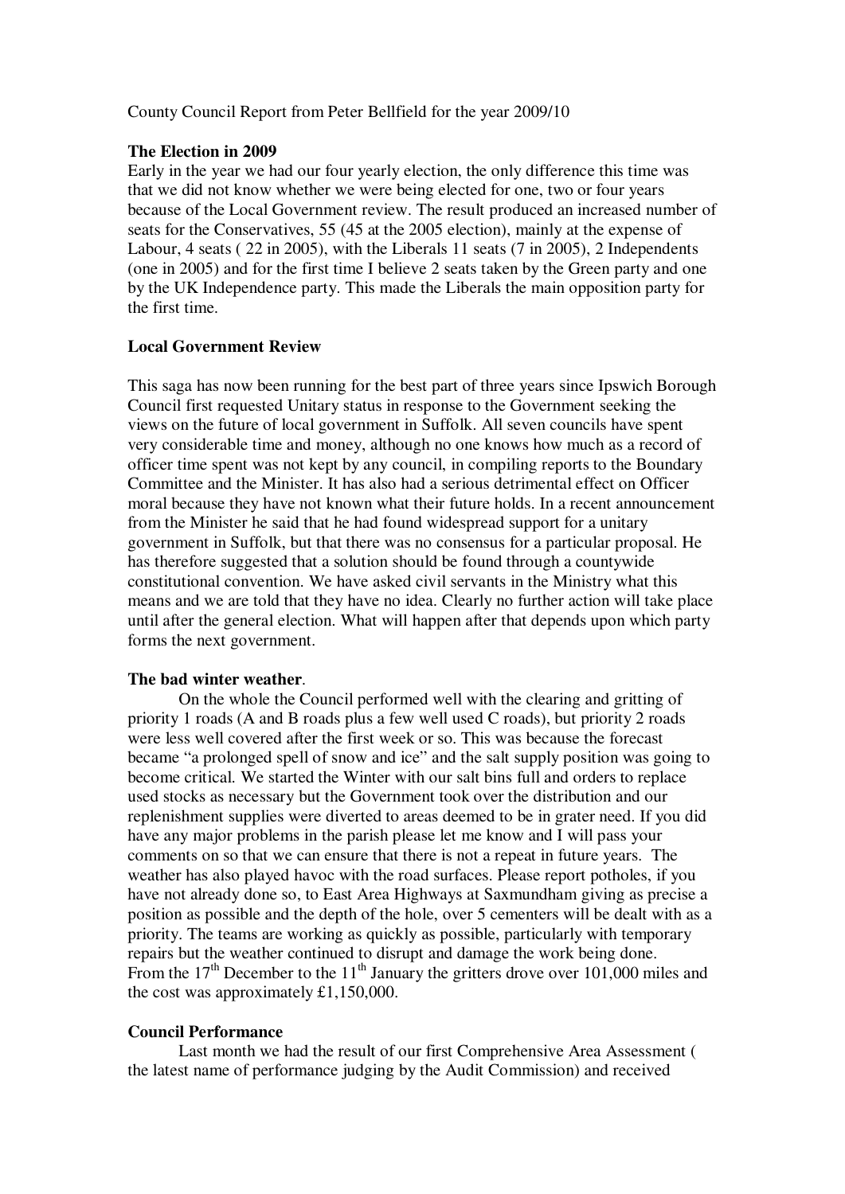County Council Report from Peter Bellfield for the year 2009/10

**The Election in 2009**

Early in the year we had our four yearly election, the only difference this time was that we did not know whether we were being elected for one, two or four years because of the Local Government review. The result produced an increased number of seats for the Conservatives, 55 (45 at the 2005 election), mainly at the expense of Labour, 4 seats ( 22 in 2005), with the Liberals 11 seats (7 in 2005), 2 Independents (one in 2005) and for the first time I believe 2 seats taken by the Green party and one by the UK Independence party. This made the Liberals the main opposition party for the first time.

**Local Government Review**

This saga has now been running for the best part of three years since Ipswich Borough Council first requested Unitary status in response to the Government seeking the views on the future of local government in Suffolk. All seven councils have spent very considerable time and money, although no one knows how much as a record of officer time spent was not kept by any council, in compiling reports to the Boundary Committee and the Minister. It has also had a serious detrimental effect on Officer moral because they have not known what their future holds. In a recent announcement from the Minister he said that he had found widespread support for a unitary government in Suffolk, but that there was no consensus for a particular proposal. He has therefore suggested that a solution should be found through a countywide constitutional convention. We have asked civil servants in the Ministry what this means and we are told that they have no idea. Clearly no further action will take place until after the general election. What will happen after that depends upon which party forms the next government.

**The bad winter weather**.

On the whole the Council performed well with the clearing and gritting of priority 1 roads (A and B roads plus a few well used C roads), but priority 2 roads were less well covered after the first week or so. This was because the forecast became "a prolonged spell of snow and ice" and the salt supply position was going to become critical. We started the Winter with our salt bins full and orders to replace used stocks as necessary but the Government took over the distribution and our replenishment supplies were diverted to areas deemed to be in grater need. If you did have any major problems in the parish please let me know and I will pass your comments on so that we can ensure that there is not a repeat in future years. The weather has also played havoc with the road surfaces. Please report potholes, if you have not already done so, to East Area Highways at Saxmundham giving as precise a position as possible and the depth of the hole, over 5 cementers will be dealt with as a priority. The teams are working as quickly as possible, particularly with temporary repairs but the weather continued to disrupt and damage the work being done.
From the 17th December to the 11th January the gritters drove over 101,000 miles and the cost was approximately £1,150,000.

**Council Performance**

Last month we had the result of our first Comprehensive Area Assessment ( the latest name of performance judging by the Audit Commission) and received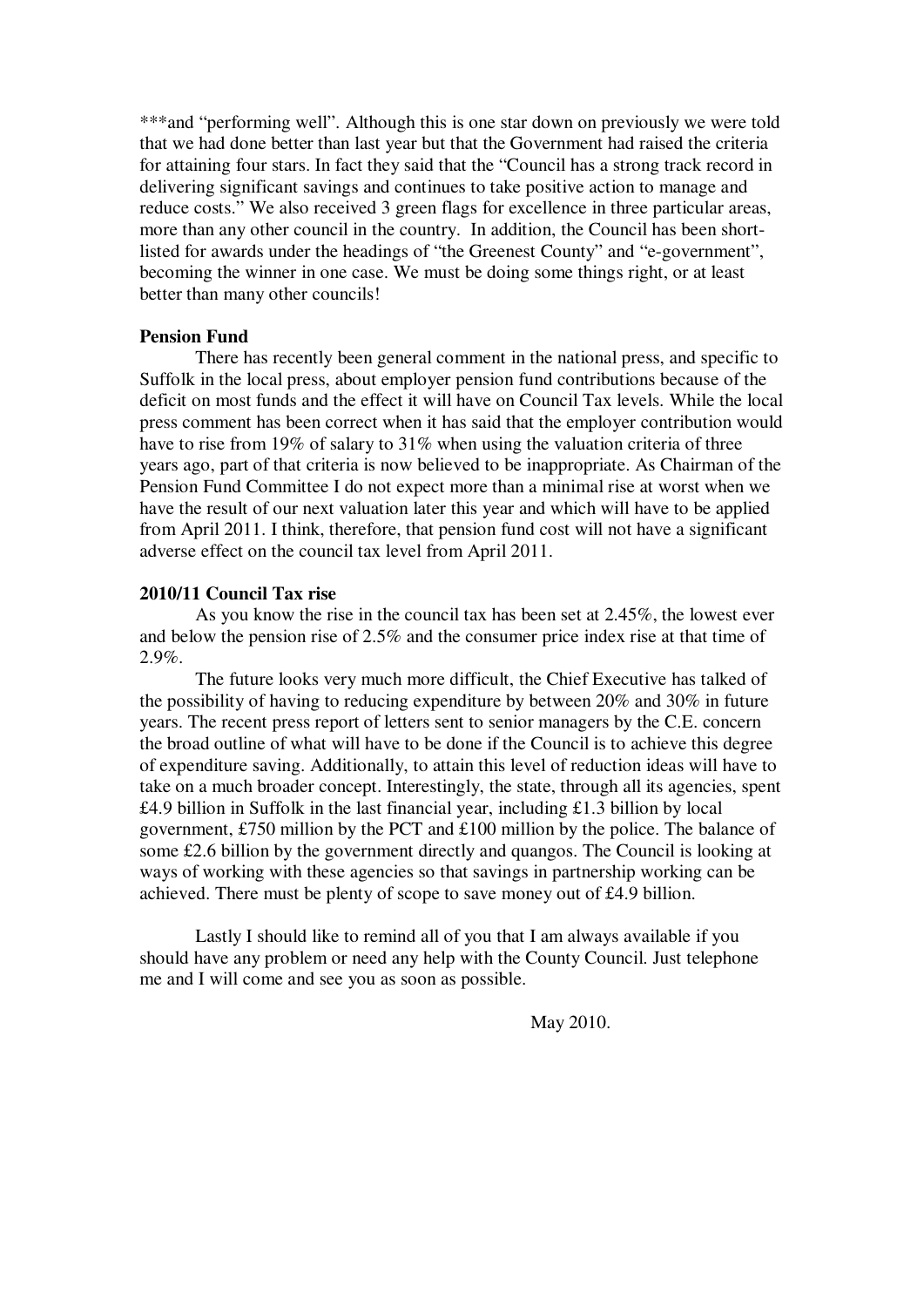***and "performing well". Although this is one star down on previously we were told that we had done better than last year but that the Government had raised the criteria for attaining four stars. In fact they said that the "Council has a strong track record in delivering significant savings and continues to take positive action to manage and reduce costs." We also received 3 green flags for excellence in three particular areas, more than any other council in the country. In addition, the Council has been short-listed for awards under the headings of "the Greenest County" and "e-government", becoming the winner in one case. We must be doing some things right, or at least better than many other councils!

**Pension Fund**

There has recently been general comment in the national press, and specific to Suffolk in the local press, about employer pension fund contributions because of the deficit on most funds and the effect it will have on Council Tax levels. While the local press comment has been correct when it has said that the employer contribution would have to rise from 19% of salary to 31% when using the valuation criteria of three years ago, part of that criteria is now believed to be inappropriate. As Chairman of the Pension Fund Committee I do not expect more than a minimal rise at worst when we have the result of our next valuation later this year and which will have to be applied from April 2011. I think, therefore, that pension fund cost will not have a significant adverse effect on the council tax level from April 2011.

**2010/11 Council Tax rise**

As you know the rise in the council tax has been set at 2.45%, the lowest ever and below the pension rise of 2.5% and the consumer price index rise at that time of 2.9%.

The future looks very much more difficult, the Chief Executive has talked of the possibility of having to reducing expenditure by between 20% and 30% in future years. The recent press report of letters sent to senior managers by the C.E. concern the broad outline of what will have to be done if the Council is to achieve this degree of expenditure saving. Additionally, to attain this level of reduction ideas will have to take on a much broader concept. Interestingly, the state, through all its agencies, spent £4.9 billion in Suffolk in the last financial year, including £1.3 billion by local government, £750 million by the PCT and £100 million by the police. The balance of some £2.6 billion by the government directly and quangos. The Council is looking at ways of working with these agencies so that savings in partnership working can be achieved. There must be plenty of scope to save money out of £4.9 billion.

Lastly I should like to remind all of you that I am always available if you should have any problem or need any help with the County Council. Just telephone me and I will come and see you as soon as possible.

May 2010.